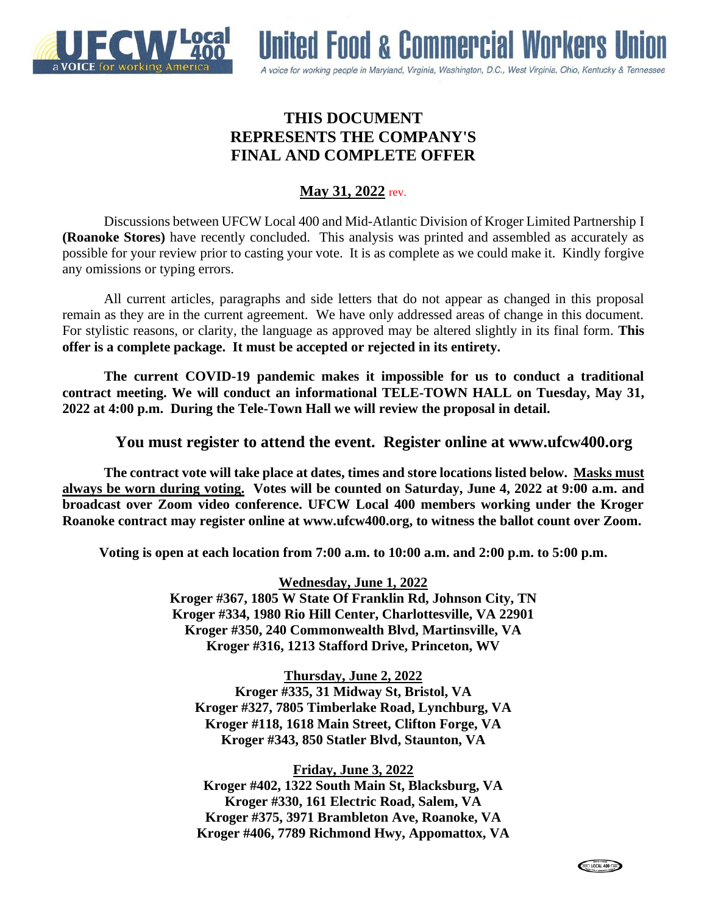UFCW Local 400 — a VOICE for working America

# United Food & Commercial Workers Union

*A voice for working people in Maryland, Virginia, Washington, D.C., West Virginia, Ohio, Kentucky & Tennessee*

## THIS DOCUMENT REPRESENTS THE COMPANY'S FINAL AND COMPLETE OFFER

**May 31, 2022** rev.

Discussions between UFCW Local 400 and Mid-Atlantic Division of Kroger Limited Partnership I **(Roanoke Stores)** have recently concluded. This analysis was printed and assembled as accurately as possible for your review prior to casting your vote. It is as complete as we could make it. Kindly forgive any omissions or typing errors.

All current articles, paragraphs and side letters that do not appear as changed in this proposal remain as they are in the current agreement. We have only addressed areas of change in this document. For stylistic reasons, or clarity, the language as approved may be altered slightly in its final form. **This offer is a complete package. It must be accepted or rejected in its entirety.**

**The current COVID-19 pandemic makes it impossible for us to conduct a traditional contract meeting. We will conduct an informational TELE-TOWN HALL on Tuesday, May 31, 2022 at 4:00 p.m. During the Tele-Town Hall we will review the proposal in detail.**

**You must register to attend the event. Register online at www.ufcw400.org**

**The contract vote will take place at dates, times and store locations listed below. Masks must always be worn during voting. Votes will be counted on Saturday, June 4, 2022 at 9:00 a.m. and broadcast over Zoom video conference. UFCW Local 400 members working under the Kroger Roanoke contract may register online at www.ufcw400.org, to witness the ballot count over Zoom.**

**Voting is open at each location from 7:00 a.m. to 10:00 a.m. and 2:00 p.m. to 5:00 p.m.**

**Wednesday, June 1, 2022**
**Kroger #367, 1805 W State Of Franklin Rd, Johnson City, TN**
**Kroger #334, 1980 Rio Hill Center, Charlottesville, VA 22901**
**Kroger #350, 240 Commonwealth Blvd, Martinsville, VA**
**Kroger #316, 1213 Stafford Drive, Princeton, WV**

**Thursday, June 2, 2022**
**Kroger #335, 31 Midway St, Bristol, VA**
**Kroger #327, 7805 Timberlake Road, Lynchburg, VA**
**Kroger #118, 1618 Main Street, Clifton Forge, VA**
**Kroger #343, 850 Statler Blvd, Staunton, VA**

**Friday, June 3, 2022**
**Kroger #402, 1322 South Main St, Blacksburg, VA**
**Kroger #330, 161 Electric Road, Salem, VA**
**Kroger #375, 3971 Brambleton Ave, Roanoke, VA**
**Kroger #406, 7789 Richmond Hwy, Appomattox, VA**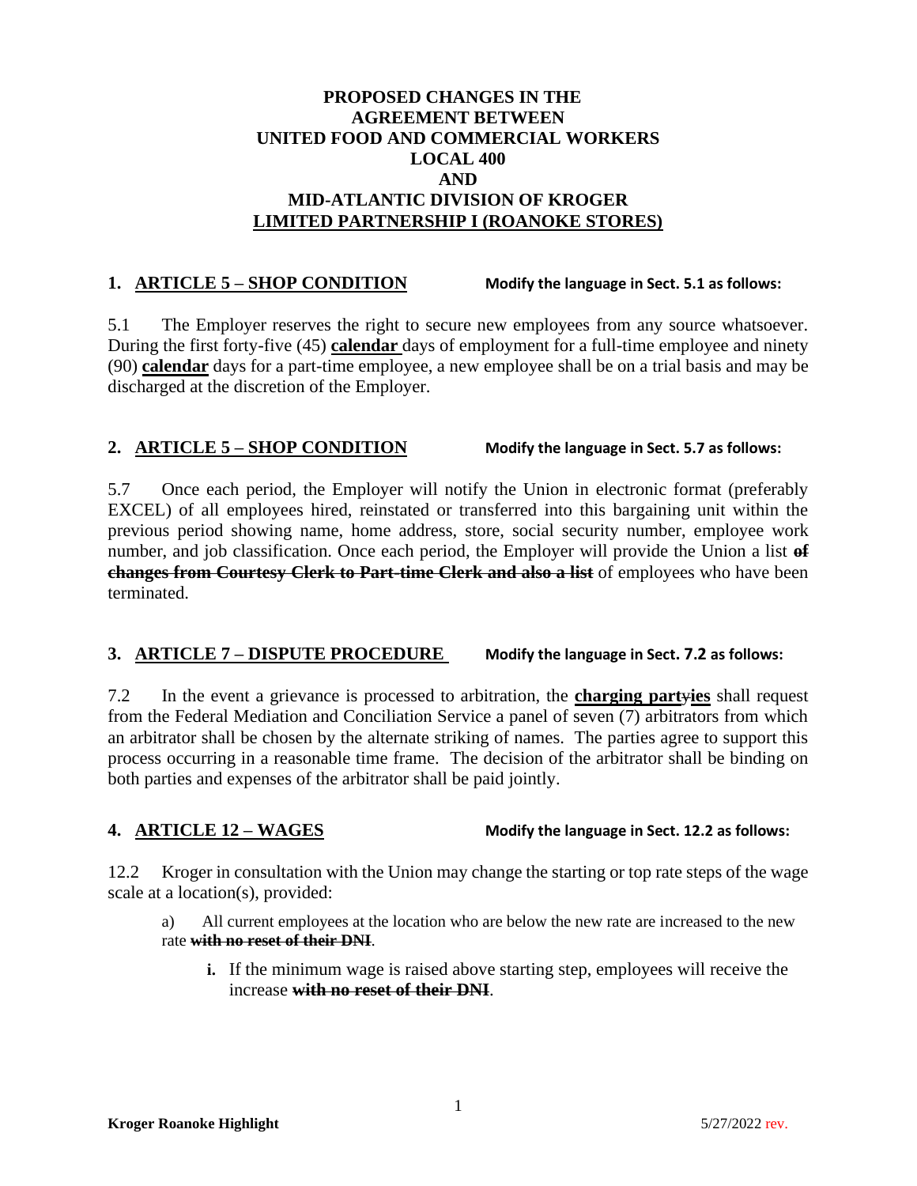**PROPOSED CHANGES IN THE AGREEMENT BETWEEN UNITED FOOD AND COMMERCIAL WORKERS LOCAL 400 AND MID-ATLANTIC DIVISION OF KROGER LIMITED PARTNERSHIP I (ROANOKE STORES)**

## 1. ARTICLE 5 – SHOP CONDITION

**Modify the language in Sect. 5.1 as follows:**

5.1 The Employer reserves the right to secure new employees from any source whatsoever. During the first forty-five (45) **calendar** days of employment for a full-time employee and ninety (90) **calendar** days for a part-time employee, a new employee shall be on a trial basis and may be discharged at the discretion of the Employer.

## 2. ARTICLE 5 – SHOP CONDITION

**Modify the language in Sect. 5.7 as follows:**

5.7 Once each period, the Employer will notify the Union in electronic format (preferably EXCEL) of all employees hired, reinstated or transferred into this bargaining unit within the previous period showing name, home address, store, social security number, employee work number, and job classification. Once each period, the Employer will provide the Union a list ~~**of changes from Courtesy Clerk to Part-time Clerk and also a list**~~ of employees who have been terminated.

## 3. ARTICLE 7 – DISPUTE PROCEDURE

**Modify the language in Sect. 7.2 as follows:**

7.2 In the event a grievance is processed to arbitration, the **charging part~~y~~ies** shall request from the Federal Mediation and Conciliation Service a panel of seven (7) arbitrators from which an arbitrator shall be chosen by the alternate striking of names. The parties agree to support this process occurring in a reasonable time frame. The decision of the arbitrator shall be binding on both parties and expenses of the arbitrator shall be paid jointly.

## 4. ARTICLE 12 – WAGES

**Modify the language in Sect. 12.2 as follows:**

12.2 Kroger in consultation with the Union may change the starting or top rate steps of the wage scale at a location(s), provided:

a) All current employees at the location who are below the new rate are increased to the new rate ~~**with no reset of their DNI**~~.

- **i.** If the minimum wage is raised above starting step, employees will receive the increase ~~**with no reset of their DNI**~~.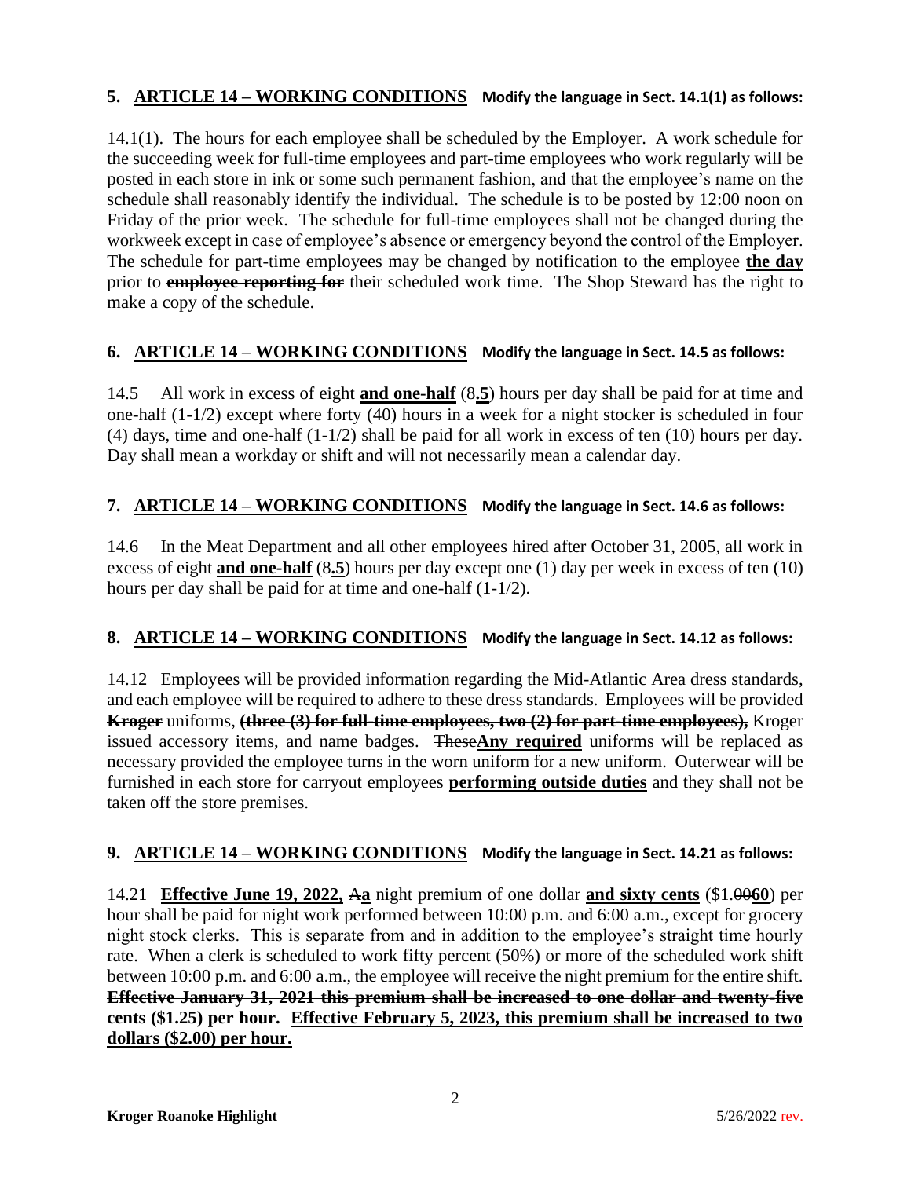## 5. ARTICLE 14 – WORKING CONDITIONS **Modify the language in Sect. 14.1(1) as follows:**

14.1(1). The hours for each employee shall be scheduled by the Employer. A work schedule for the succeeding week for full-time employees and part-time employees who work regularly will be posted in each store in ink or some such permanent fashion, and that the employee's name on the schedule shall reasonably identify the individual. The schedule is to be posted by 12:00 noon on Friday of the prior week. The schedule for full-time employees shall not be changed during the workweek except in case of employee's absence or emergency beyond the control of the Employer. The schedule for part-time employees may be changed by notification to the employee **the day** prior to ~~**employee reporting for**~~ their scheduled work time. The Shop Steward has the right to make a copy of the schedule.

## 6. ARTICLE 14 – WORKING CONDITIONS **Modify the language in Sect. 14.5 as follows:**

14.5 All work in excess of eight **and one-half** (8**.5**) hours per day shall be paid for at time and one-half (1-1/2) except where forty (40) hours in a week for a night stocker is scheduled in four (4) days, time and one-half (1-1/2) shall be paid for all work in excess of ten (10) hours per day. Day shall mean a workday or shift and will not necessarily mean a calendar day.

## 7. ARTICLE 14 – WORKING CONDITIONS **Modify the language in Sect. 14.6 as follows:**

14.6 In the Meat Department and all other employees hired after October 31, 2005, all work in excess of eight **and one-half** (8**.5**) hours per day except one (1) day per week in excess of ten (10) hours per day shall be paid for at time and one-half (1-1/2).

## 8. ARTICLE 14 – WORKING CONDITIONS **Modify the language in Sect. 14.12 as follows:**

14.12 Employees will be provided information regarding the Mid-Atlantic Area dress standards, and each employee will be required to adhere to these dress standards. Employees will be provided ~~**Kroger**~~ uniforms, ~~**(three (3) for full-time employees, two (2) for part-time employees),**~~ Kroger issued accessory items, and name badges. ~~These~~**Any required** uniforms will be replaced as necessary provided the employee turns in the worn uniform for a new uniform. Outerwear will be furnished in each store for carryout employees **performing outside duties** and they shall not be taken off the store premises.

## 9. ARTICLE 14 – WORKING CONDITIONS **Modify the language in Sect. 14.21 as follows:**

14.21 **Effective June 19, 2022,** ~~A~~**a** night premium of one dollar **and sixty cents** ($1.~~00~~**60**) per hour shall be paid for night work performed between 10:00 p.m. and 6:00 a.m., except for grocery night stock clerks. This is separate from and in addition to the employee's straight time hourly rate. When a clerk is scheduled to work fifty percent (50%) or more of the scheduled work shift between 10:00 p.m. and 6:00 a.m., the employee will receive the night premium for the entire shift. ~~**Effective January 31, 2021 this premium shall be increased to one dollar and twenty-five cents ($1.25) per hour.**~~ **Effective February 5, 2023, this premium shall be increased to two dollars ($2.00) per hour.**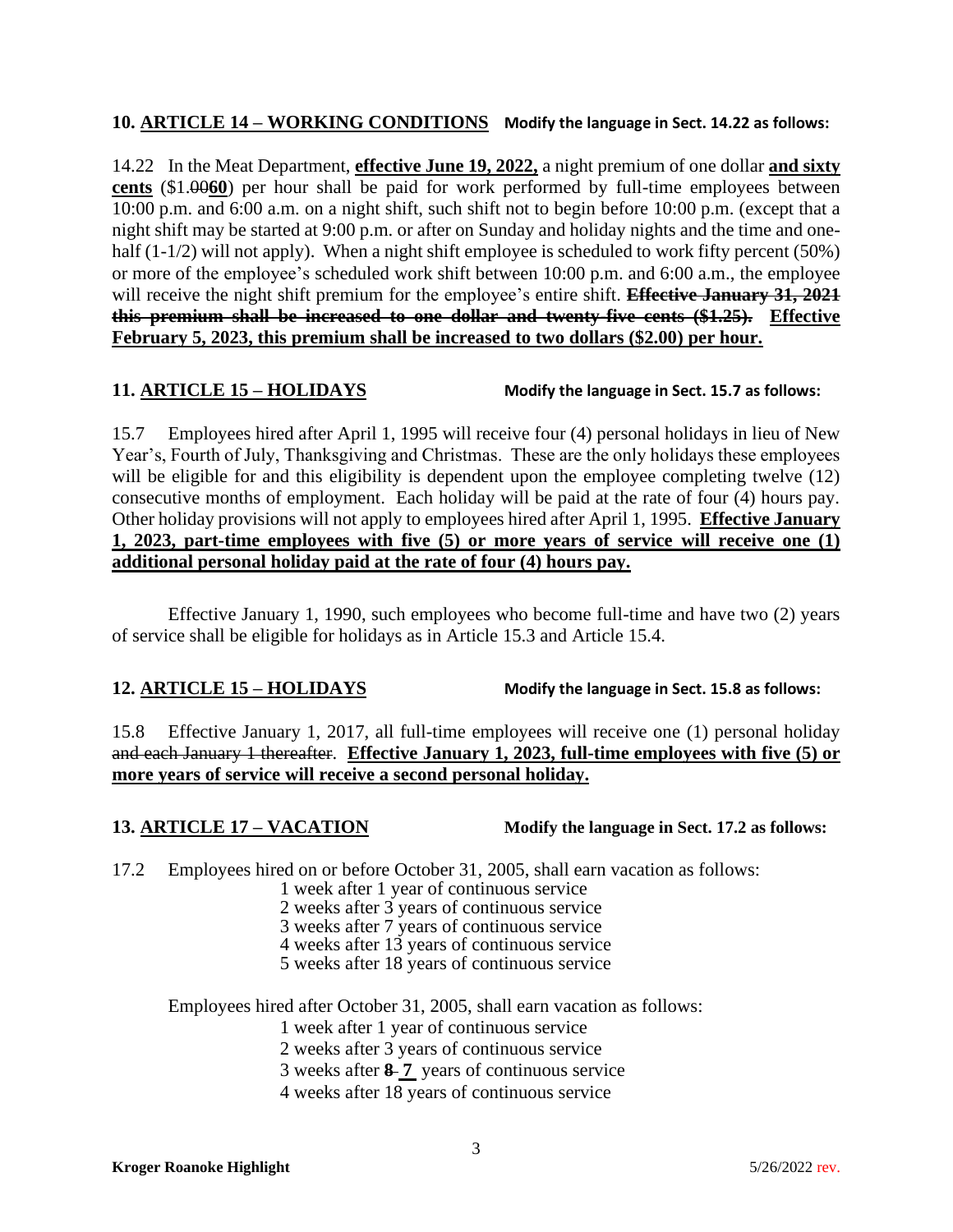**10. <u>ARTICLE 14 – WORKING CONDITIONS</u>** **Modify the language in Sect. 14.22 as follows:**

14.22 In the Meat Department, **<u>effective June 19, 2022,</u>** a night premium of one dollar **<u>and sixty cents</u>** ($1.~~00~~**60**) per hour shall be paid for work performed by full-time employees between 10:00 p.m. and 6:00 a.m. on a night shift, such shift not to begin before 10:00 p.m. (except that a night shift may be started at 9:00 p.m. or after on Sunday and holiday nights and the time and one-half (1-1/2) will not apply). When a night shift employee is scheduled to work fifty percent (50%) or more of the employee's scheduled work shift between 10:00 p.m. and 6:00 a.m., the employee will receive the night shift premium for the employee's entire shift. **~~Effective January 31, 2021 this premium shall be increased to one dollar and twenty-five cents ($1.25).~~** **<u>Effective February 5, 2023, this premium shall be increased to two dollars ($2.00) per hour.</u>**

**11. <u>ARTICLE 15 – HOLIDAYS</u>** **Modify the language in Sect. 15.7 as follows:**

15.7 Employees hired after April 1, 1995 will receive four (4) personal holidays in lieu of New Year's, Fourth of July, Thanksgiving and Christmas. These are the only holidays these employees will be eligible for and this eligibility is dependent upon the employee completing twelve (12) consecutive months of employment. Each holiday will be paid at the rate of four (4) hours pay. Other holiday provisions will not apply to employees hired after April 1, 1995. **<u>Effective January 1, 2023, part-time employees with five (5) or more years of service will receive one (1) additional personal holiday paid at the rate of four (4) hours pay.</u>**

Effective January 1, 1990, such employees who become full-time and have two (2) years of service shall be eligible for holidays as in Article 15.3 and Article 15.4.

**12. <u>ARTICLE 15 – HOLIDAYS</u>** **Modify the language in Sect. 15.8 as follows:**

15.8 Effective January 1, 2017, all full-time employees will receive one (1) personal holiday ~~and each January 1 thereafter~~. **<u>Effective January 1, 2023, full-time employees with five (5) or more years of service will receive a second personal holiday.</u>**

**13. <u>ARTICLE 17 – VACATION</u>** **Modify the language in Sect. 17.2 as follows:**

17.2 Employees hired on or before October 31, 2005, shall earn vacation as follows:

- 1 week after 1 year of continuous service
- 2 weeks after 3 years of continuous service
- 3 weeks after 7 years of continuous service
- 4 weeks after 13 years of continuous service
- 5 weeks after 18 years of continuous service

Employees hired after October 31, 2005, shall earn vacation as follows:

- 1 week after 1 year of continuous service
- 2 weeks after 3 years of continuous service
- 3 weeks after **~~8~~** **<u>7</u>** years of continuous service
- 4 weeks after 18 years of continuous service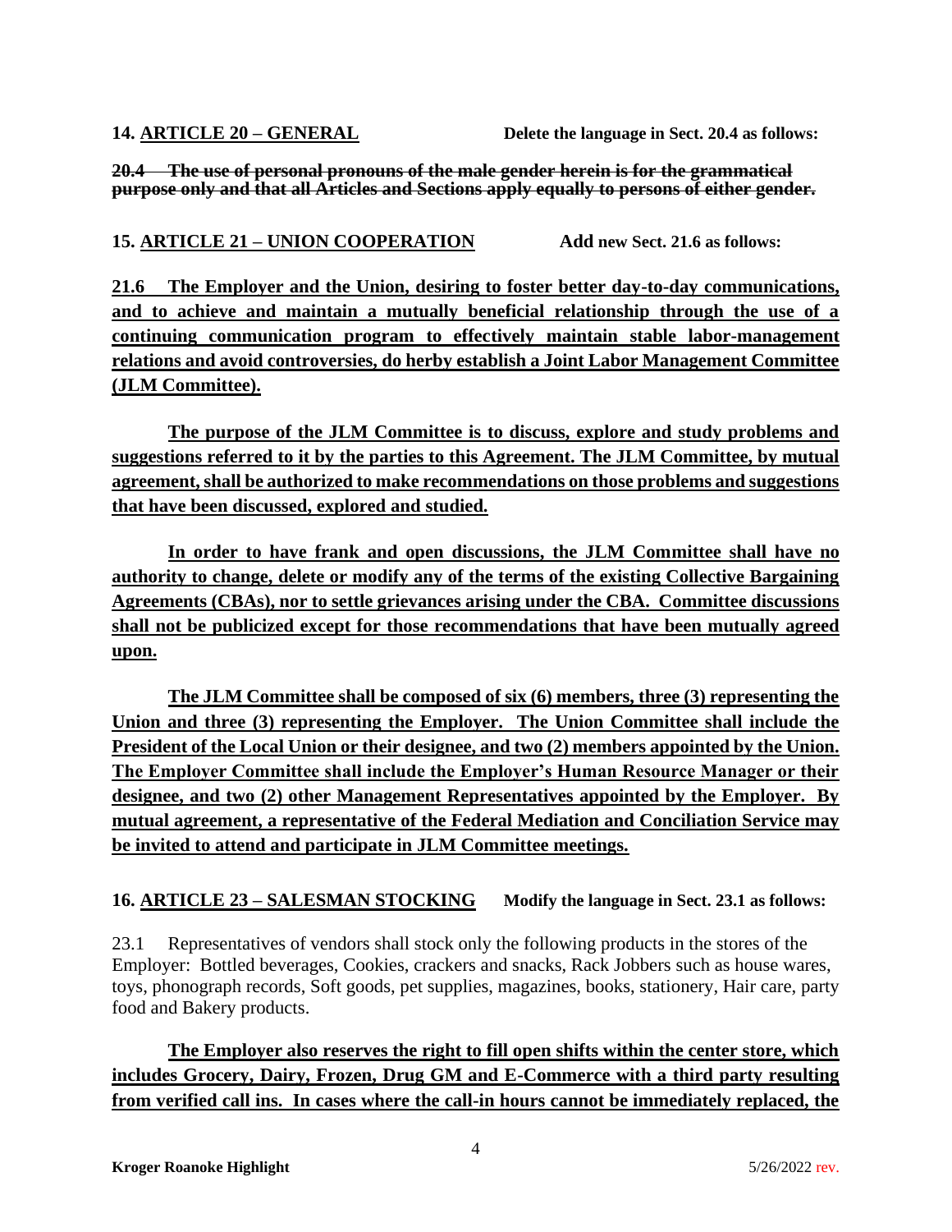**14. ARTICLE 20 – GENERAL** **Delete the language in Sect. 20.4 as follows:**

~~**20.4 The use of personal pronouns of the male gender herein is for the grammatical purpose only and that all Articles and Sections apply equally to persons of either gender.**~~

**15. ARTICLE 21 – UNION COOPERATION** **Add new Sect. 21.6 as follows:**

**21.6 The Employer and the Union, desiring to foster better day-to-day communications, and to achieve and maintain a mutually beneficial relationship through the use of a continuing communication program to effectively maintain stable labor-management relations and avoid controversies, do herby establish a Joint Labor Management Committee (JLM Committee).**

**The purpose of the JLM Committee is to discuss, explore and study problems and suggestions referred to it by the parties to this Agreement. The JLM Committee, by mutual agreement, shall be authorized to make recommendations on those problems and suggestions that have been discussed, explored and studied.**

**In order to have frank and open discussions, the JLM Committee shall have no authority to change, delete or modify any of the terms of the existing Collective Bargaining Agreements (CBAs), nor to settle grievances arising under the CBA. Committee discussions shall not be publicized except for those recommendations that have been mutually agreed upon.**

**The JLM Committee shall be composed of six (6) members, three (3) representing the Union and three (3) representing the Employer. The Union Committee shall include the President of the Local Union or their designee, and two (2) members appointed by the Union. The Employer Committee shall include the Employer's Human Resource Manager or their designee, and two (2) other Management Representatives appointed by the Employer. By mutual agreement, a representative of the Federal Mediation and Conciliation Service may be invited to attend and participate in JLM Committee meetings.**

**16. ARTICLE 23 – SALESMAN STOCKING** **Modify the language in Sect. 23.1 as follows:**

23.1 Representatives of vendors shall stock only the following products in the stores of the Employer: Bottled beverages, Cookies, crackers and snacks, Rack Jobbers such as house wares, toys, phonograph records, Soft goods, pet supplies, magazines, books, stationery, Hair care, party food and Bakery products.

**The Employer also reserves the right to fill open shifts within the center store, which includes Grocery, Dairy, Frozen, Drug GM and E-Commerce with a third party resulting from verified call ins. In cases where the call-in hours cannot be immediately replaced, the**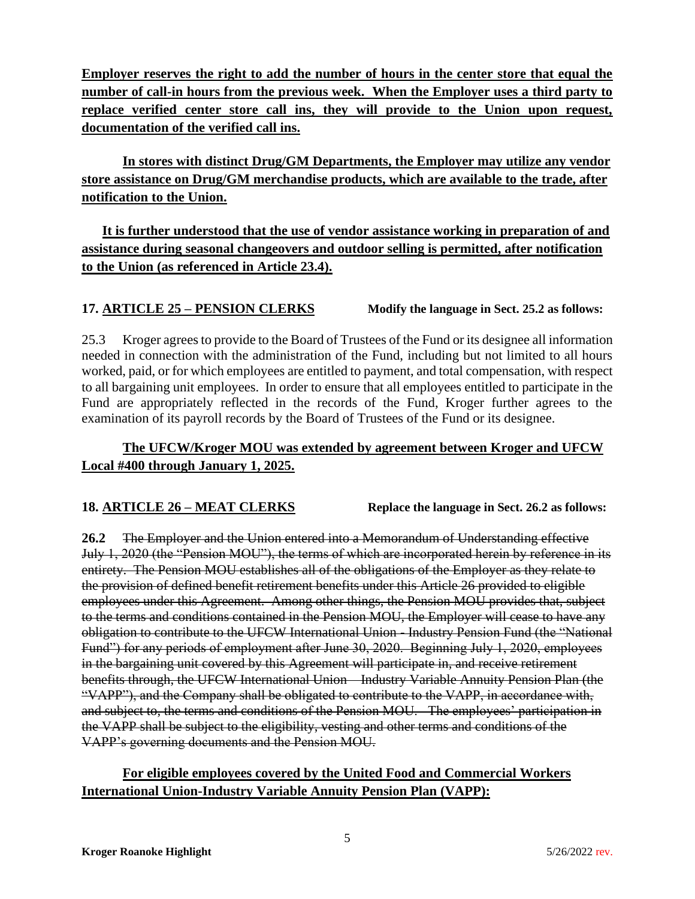**Employer reserves the right to add the number of hours in the center store that equal the number of call-in hours from the previous week. When the Employer uses a third party to replace verified center store call ins, they will provide to the Union upon request, documentation of the verified call ins.**

**In stores with distinct Drug/GM Departments, the Employer may utilize any vendor store assistance on Drug/GM merchandise products, which are available to the trade, after notification to the Union.**

**It is further understood that the use of vendor assistance working in preparation of and assistance during seasonal changeovers and outdoor selling is permitted, after notification to the Union (as referenced in Article 23.4).**

**17. ARTICLE 25 – PENSION CLERKS** **Modify the language in Sect. 25.2 as follows:**

25.3 Kroger agrees to provide to the Board of Trustees of the Fund or its designee all information needed in connection with the administration of the Fund, including but not limited to all hours worked, paid, or for which employees are entitled to payment, and total compensation, with respect to all bargaining unit employees. In order to ensure that all employees entitled to participate in the Fund are appropriately reflected in the records of the Fund, Kroger further agrees to the examination of its payroll records by the Board of Trustees of the Fund or its designee.

**The UFCW/Kroger MOU was extended by agreement between Kroger and UFCW Local #400 through January 1, 2025.**

**18. ARTICLE 26 – MEAT CLERKS** **Replace the language in Sect. 26.2 as follows:**

**26.2** ~~The Employer and the Union entered into a Memorandum of Understanding effective July 1, 2020 (the "Pension MOU"), the terms of which are incorporated herein by reference in its entirety. The Pension MOU establishes all of the obligations of the Employer as they relate to the provision of defined benefit retirement benefits under this Article 26 provided to eligible employees under this Agreement. Among other things, the Pension MOU provides that, subject to the terms and conditions contained in the Pension MOU, the Employer will cease to have any obligation to contribute to the UFCW International Union - Industry Pension Fund (the "National Fund") for any periods of employment after June 30, 2020. Beginning July 1, 2020, employees in the bargaining unit covered by this Agreement will participate in, and receive retirement benefits through, the UFCW International Union – Industry Variable Annuity Pension Plan (the "VAPP"), and the Company shall be obligated to contribute to the VAPP, in accordance with, and subject to, the terms and conditions of the Pension MOU. The employees' participation in the VAPP shall be subject to the eligibility, vesting and other terms and conditions of the VAPP's governing documents and the Pension MOU.~~

**For eligible employees covered by the United Food and Commercial Workers International Union-Industry Variable Annuity Pension Plan (VAPP):**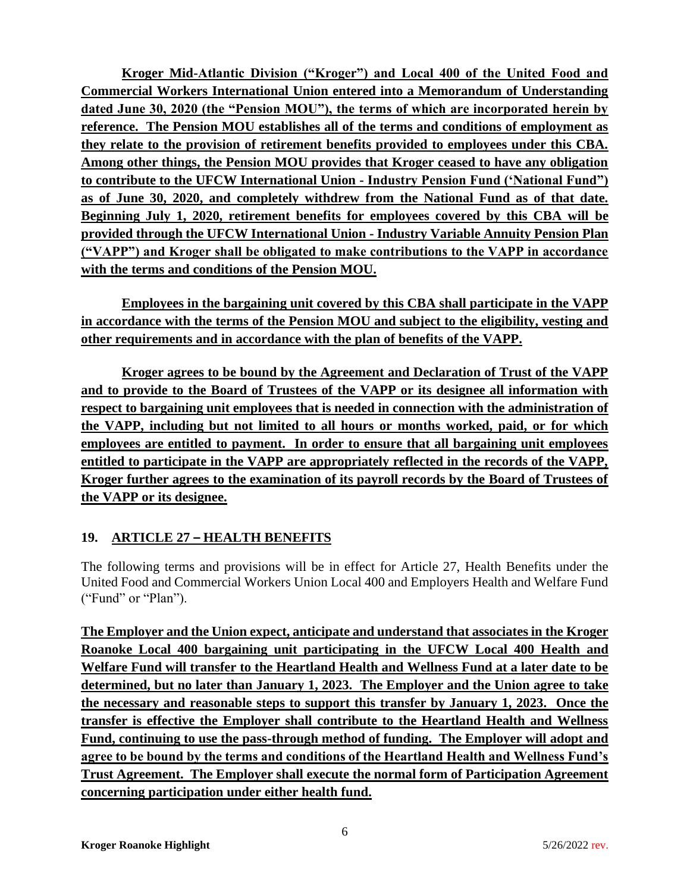**Kroger Mid-Atlantic Division ("Kroger") and Local 400 of the United Food and Commercial Workers International Union entered into a Memorandum of Understanding dated June 30, 2020 (the "Pension MOU"), the terms of which are incorporated herein by reference. The Pension MOU establishes all of the terms and conditions of employment as they relate to the provision of retirement benefits provided to employees under this CBA. Among other things, the Pension MOU provides that Kroger ceased to have any obligation to contribute to the UFCW International Union - Industry Pension Fund ('National Fund") as of June 30, 2020, and completely withdrew from the National Fund as of that date. Beginning July 1, 2020, retirement benefits for employees covered by this CBA will be provided through the UFCW International Union - Industry Variable Annuity Pension Plan ("VAPP") and Kroger shall be obligated to make contributions to the VAPP in accordance with the terms and conditions of the Pension MOU.**

**Employees in the bargaining unit covered by this CBA shall participate in the VAPP in accordance with the terms of the Pension MOU and subject to the eligibility, vesting and other requirements and in accordance with the plan of benefits of the VAPP.**

**Kroger agrees to be bound by the Agreement and Declaration of Trust of the VAPP and to provide to the Board of Trustees of the VAPP or its designee all information with respect to bargaining unit employees that is needed in connection with the administration of the VAPP, including but not limited to all hours or months worked, paid, or for which employees are entitled to payment. In order to ensure that all bargaining unit employees entitled to participate in the VAPP are appropriately reflected in the records of the VAPP, Kroger further agrees to the examination of its payroll records by the Board of Trustees of the VAPP or its designee.**

## 19. ARTICLE 27 – HEALTH BENEFITS

The following terms and provisions will be in effect for Article 27, Health Benefits under the United Food and Commercial Workers Union Local 400 and Employers Health and Welfare Fund ("Fund" or "Plan").

**The Employer and the Union expect, anticipate and understand that associates in the Kroger Roanoke Local 400 bargaining unit participating in the UFCW Local 400 Health and Welfare Fund will transfer to the Heartland Health and Wellness Fund at a later date to be determined, but no later than January 1, 2023. The Employer and the Union agree to take the necessary and reasonable steps to support this transfer by January 1, 2023. Once the transfer is effective the Employer shall contribute to the Heartland Health and Wellness Fund, continuing to use the pass-through method of funding. The Employer will adopt and agree to be bound by the terms and conditions of the Heartland Health and Wellness Fund's Trust Agreement. The Employer shall execute the normal form of Participation Agreement concerning participation under either health fund.**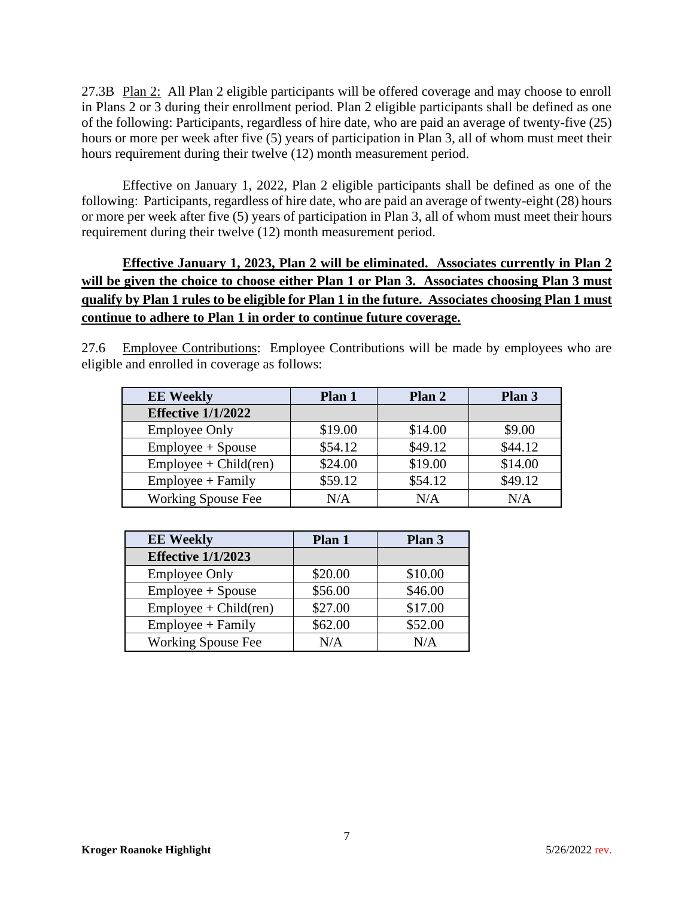27.3B <u>Plan 2:</u> All Plan 2 eligible participants will be offered coverage and may choose to enroll in Plans 2 or 3 during their enrollment period. Plan 2 eligible participants shall be defined as one of the following: Participants, regardless of hire date, who are paid an average of twenty-five (25) hours or more per week after five (5) years of participation in Plan 3, all of whom must meet their hours requirement during their twelve (12) month measurement period.

Effective on January 1, 2022, Plan 2 eligible participants shall be defined as one of the following: Participants, regardless of hire date, who are paid an average of twenty-eight (28) hours or more per week after five (5) years of participation in Plan 3, all of whom must meet their hours requirement during their twelve (12) month measurement period.

**<u>Effective January 1, 2023, Plan 2 will be eliminated. Associates currently in Plan 2 will be given the choice to choose either Plan 1 or Plan 3. Associates choosing Plan 3 must qualify by Plan 1 rules to be eligible for Plan 1 in the future. Associates choosing Plan 1 must continue to adhere to Plan 1 in order to continue future coverage.</u>**

27.6 <u>Employee Contributions</u>: Employee Contributions will be made by employees who are eligible and enrolled in coverage as follows:

| EE Weekly | Plan 1 | Plan 2 | Plan 3 |
|---|---|---|---|
| **Effective 1/1/2022** | | | |
| Employee Only | $19.00 | $14.00 | $9.00 |
| Employee + Spouse | $54.12 | $49.12 | $44.12 |
| Employee + Child(ren) | $24.00 | $19.00 | $14.00 |
| Employee + Family | $59.12 | $54.12 | $49.12 |
| Working Spouse Fee | N/A | N/A | N/A |

| EE Weekly | Plan 1 | Plan 3 |
|---|---|---|
| **Effective 1/1/2023** | | |
| Employee Only | $20.00 | $10.00 |
| Employee + Spouse | $56.00 | $46.00 |
| Employee + Child(ren) | $27.00 | $17.00 |
| Employee + Family | $62.00 | $52.00 |
| Working Spouse Fee | N/A | N/A |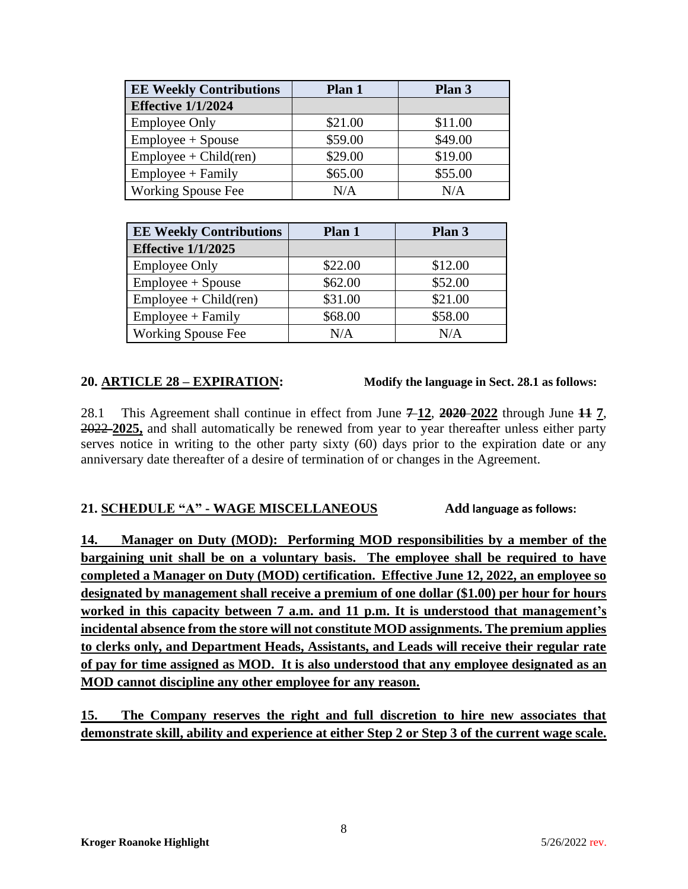| EE Weekly Contributions | Plan 1 | Plan 3 |
|---|---|---|
| **Effective 1/1/2024** | | |
| Employee Only | $21.00 | $11.00 |
| Employee + Spouse | $59.00 | $49.00 |
| Employee + Child(ren) | $29.00 | $19.00 |
| Employee + Family | $65.00 | $55.00 |
| Working Spouse Fee | N/A | N/A |

| EE Weekly Contributions | Plan 1 | Plan 3 |
|---|---|---|
| **Effective 1/1/2025** | | |
| Employee Only | $22.00 | $12.00 |
| Employee + Spouse | $62.00 | $52.00 |
| Employee + Child(ren) | $31.00 | $21.00 |
| Employee + Family | $68.00 | $58.00 |
| Working Spouse Fee | N/A | N/A |

**20. ARTICLE 28 – EXPIRATION:** **Modify the language in Sect. 28.1 as follows:**

28.1 This Agreement shall continue in effect from June ~~7~~ **12**, ~~**2020**~~ **2022** through June ~~**11**~~ **7**, ~~2022~~ **2025,** and shall automatically be renewed from year to year thereafter unless either party serves notice in writing to the other party sixty (60) days prior to the expiration date or any anniversary date thereafter of a desire of termination of or changes in the Agreement.

**21. SCHEDULE "A" - WAGE MISCELLANEOUS** **Add language as follows:**

**14. Manager on Duty (MOD): Performing MOD responsibilities by a member of the bargaining unit shall be on a voluntary basis. The employee shall be required to have completed a Manager on Duty (MOD) certification. Effective June 12, 2022, an employee so designated by management shall receive a premium of one dollar ($1.00) per hour for hours worked in this capacity between 7 a.m. and 11 p.m. It is understood that management's incidental absence from the store will not constitute MOD assignments. The premium applies to clerks only, and Department Heads, Assistants, and Leads will receive their regular rate of pay for time assigned as MOD. It is also understood that any employee designated as an MOD cannot discipline any other employee for any reason.**

**15. The Company reserves the right and full discretion to hire new associates that demonstrate skill, ability and experience at either Step 2 or Step 3 of the current wage scale.**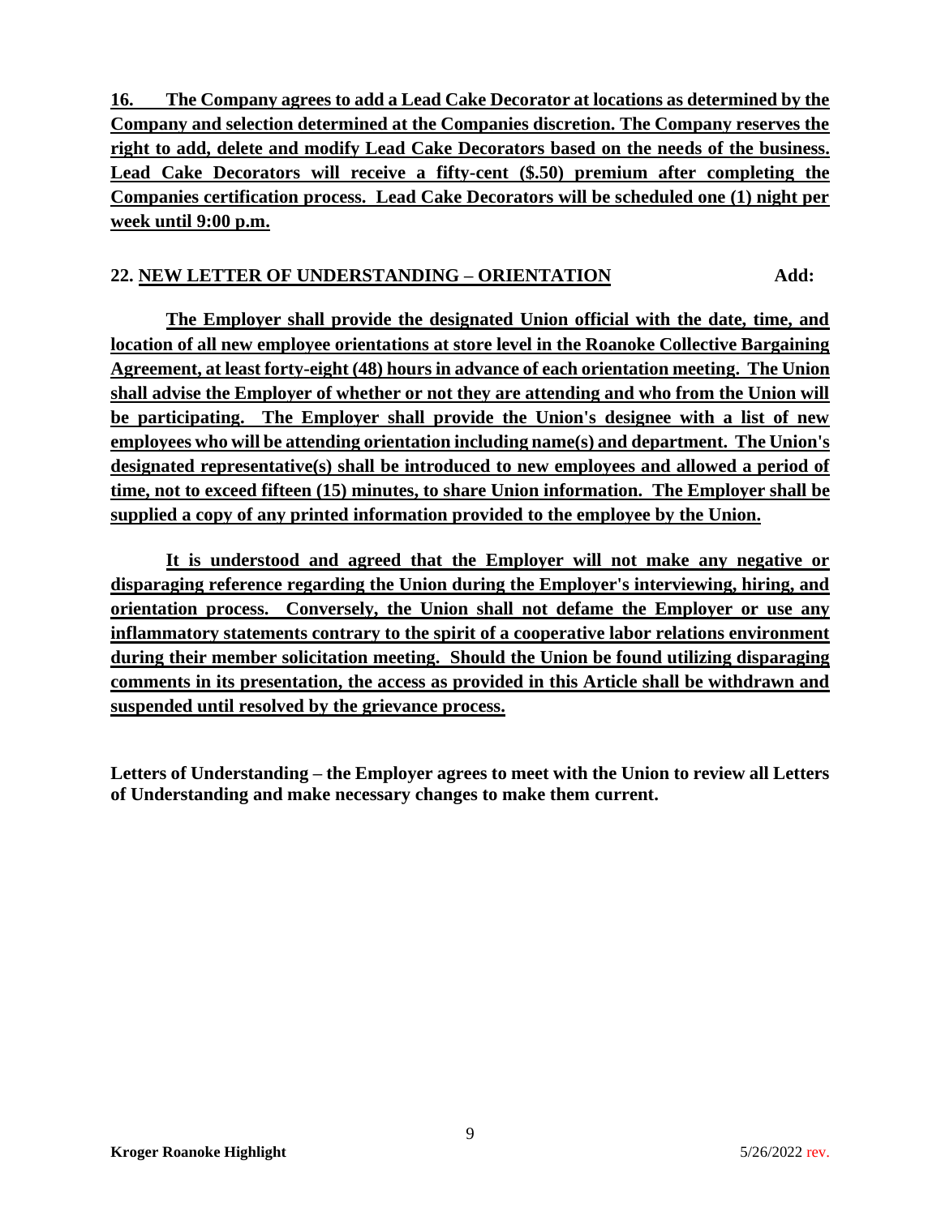**16. The Company agrees to add a Lead Cake Decorator at locations as determined by the Company and selection determined at the Companies discretion. The Company reserves the right to add, delete and modify Lead Cake Decorators based on the needs of the business. Lead Cake Decorators will receive a fifty-cent ($.50) premium after completing the Companies certification process. Lead Cake Decorators will be scheduled one (1) night per week until 9:00 p.m.**

**22. NEW LETTER OF UNDERSTANDING – ORIENTATION Add:**

**The Employer shall provide the designated Union official with the date, time, and location of all new employee orientations at store level in the Roanoke Collective Bargaining Agreement, at least forty-eight (48) hours in advance of each orientation meeting. The Union shall advise the Employer of whether or not they are attending and who from the Union will be participating. The Employer shall provide the Union's designee with a list of new employees who will be attending orientation including name(s) and department. The Union's designated representative(s) shall be introduced to new employees and allowed a period of time, not to exceed fifteen (15) minutes, to share Union information. The Employer shall be supplied a copy of any printed information provided to the employee by the Union.**

**It is understood and agreed that the Employer will not make any negative or disparaging reference regarding the Union during the Employer's interviewing, hiring, and orientation process. Conversely, the Union shall not defame the Employer or use any inflammatory statements contrary to the spirit of a cooperative labor relations environment during their member solicitation meeting. Should the Union be found utilizing disparaging comments in its presentation, the access as provided in this Article shall be withdrawn and suspended until resolved by the grievance process.**

**Letters of Understanding – the Employer agrees to meet with the Union to review all Letters of Understanding and make necessary changes to make them current.**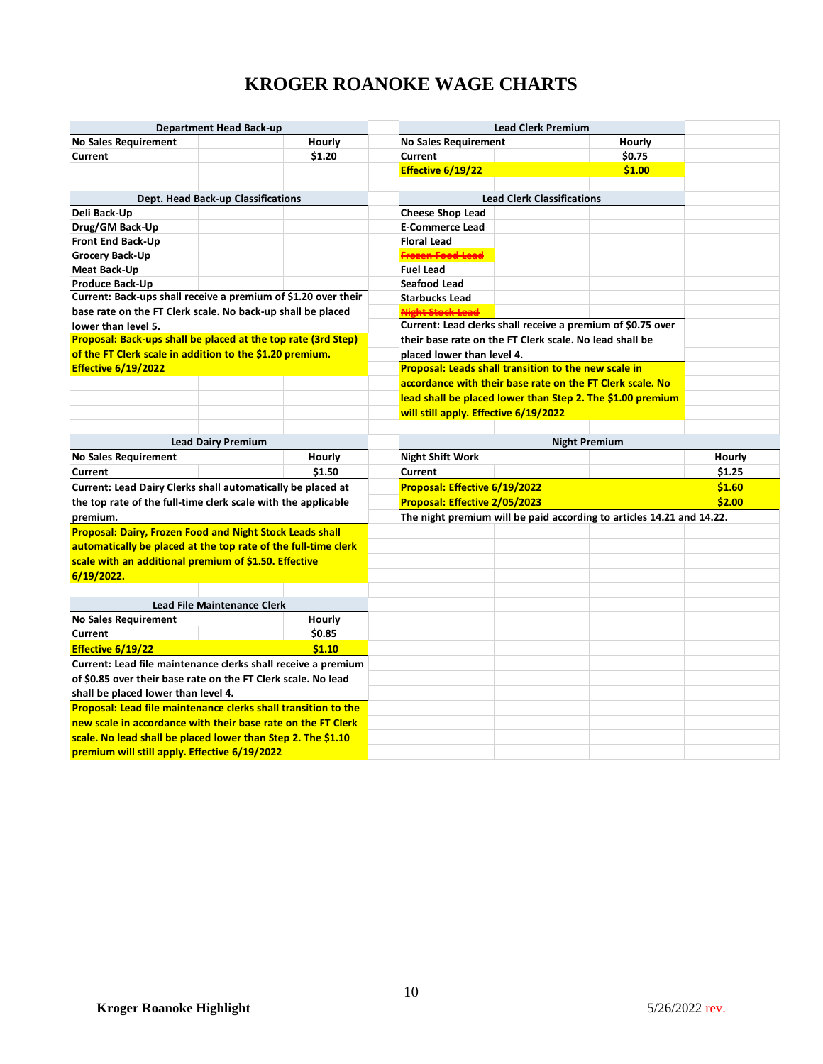# KROGER ROANOKE WAGE CHARTS

| Department Head Back-up | | |
|---|---|---|
| No Sales Requirement | | Hourly |
| Current | | $1.20 |

| Dept. Head Back-up Classifications |
|---|
| Deli Back-Up |
| Drug/GM Back-Up |
| Front End Back-Up |
| Grocery Back-Up |
| Meat Back-Up |
| Produce Back-Up |

**Current: Back-ups shall receive a premium of $1.20 over their base rate on the FT Clerk scale. No back-up shall be placed lower than level 5.**

**Proposal: Back-ups shall be placed at the top rate (3rd Step) of the FT Clerk scale in addition to the $1.20 premium. Effective 6/19/2022**

| Lead Dairy Premium | | |
|---|---|---|
| No Sales Requirement | | Hourly |
| Current | | $1.50 |

**Current: Lead Dairy Clerks shall automatically be placed at the top rate of the full-time clerk scale with the applicable premium.**

**Proposal: Dairy, Frozen Food and Night Stock Leads shall automatically be placed at the top rate of the full-time clerk scale with an additional premium of $1.50. Effective 6/19/2022.**

| Lead File Maintenance Clerk | | |
|---|---|---|
| No Sales Requirement | | Hourly |
| Current | | $0.85 |
| Effective 6/19/22 | | $1.10 |

**Current: Lead file maintenance clerks shall receive a premium of $0.85 over their base rate on the FT Clerk scale. No lead shall be placed lower than level 4.**

**Proposal: Lead file maintenance clerks shall transition to the new scale in accordance with their base rate on the FT Clerk scale. No lead shall be placed lower than Step 2. The $1.10 premium will still apply. Effective 6/19/2022**

| Lead Clerk Premium | | |
|---|---|---|
| No Sales Requirement | | Hourly |
| Current | | $0.75 |
| Effective 6/19/22 | | $1.00 |

| Lead Clerk Classifications |
|---|
| Cheese Shop Lead |
| E-Commerce Lead |
| Floral Lead |
| ~~Frozen Food Lead~~ |
| Fuel Lead |
| Seafood Lead |
| Starbucks Lead |
| ~~Night Stock Lead~~ |

**Current: Lead clerks shall receive a premium of $0.75 over their base rate on the FT Clerk scale. No lead shall be placed lower than level 4.**

**Proposal: Leads shall transition to the new scale in accordance with their base rate on the FT Clerk scale. No lead shall be placed lower than Step 2. The $1.00 premium will still apply. Effective 6/19/2022**

| Night Premium | | | |
|---|---|---|---|
| Night Shift Work | | | Hourly |
| Current | | | $1.25 |
| Proposal: Effective 6/19/2022 | | | $1.60 |
| Proposal: Effective 2/05/2023 | | | $2.00 |

**The night premium will be paid according to articles 14.21 and 14.22.**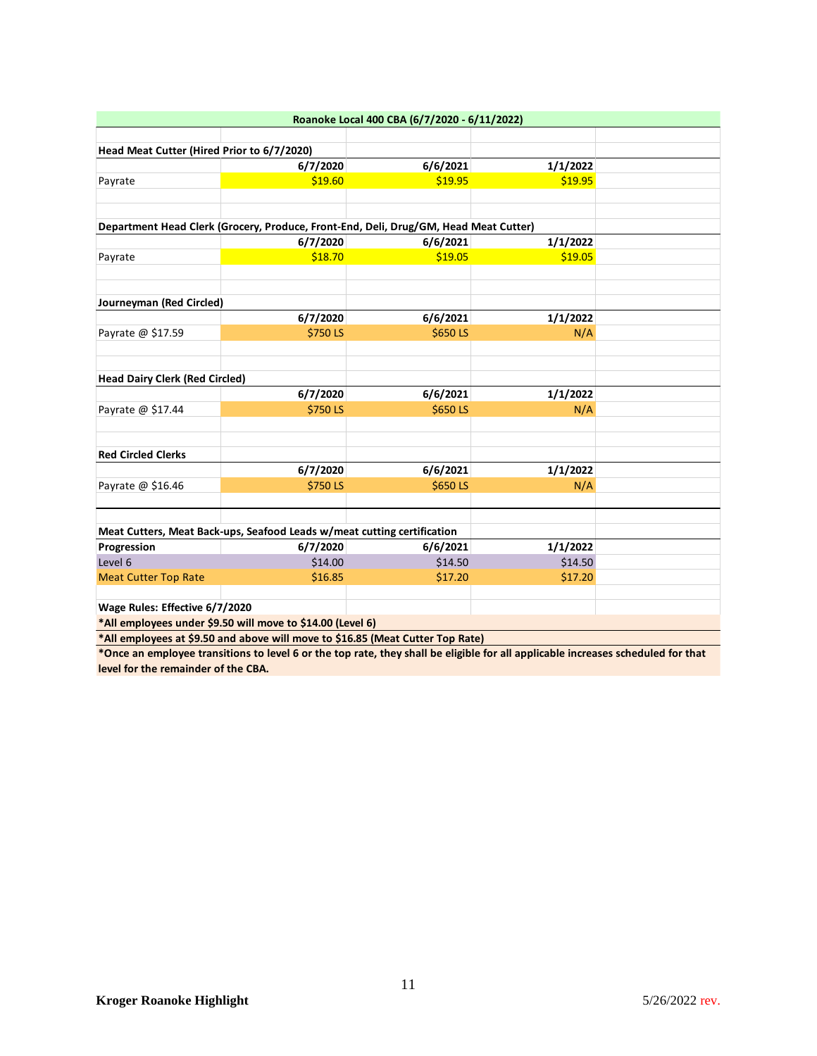## Roanoke Local 400 CBA (6/7/2020 - 6/11/2022)

**Head Meat Cutter (Hired Prior to 6/7/2020)**

| | 6/7/2020 | 6/6/2021 | 1/1/2022 |
|---|---|---|---|
| Payrate | $19.60 | $19.95 | $19.95 |

**Department Head Clerk (Grocery, Produce, Front-End, Deli, Drug/GM, Head Meat Cutter)**

| | 6/7/2020 | 6/6/2021 | 1/1/2022 |
|---|---|---|---|
| Payrate | $18.70 | $19.05 | $19.05 |

**Journeyman (Red Circled)**

| | 6/7/2020 | 6/6/2021 | 1/1/2022 |
|---|---|---|---|
| Payrate @ $17.59 | $750 LS | $650 LS | N/A |

**Head Dairy Clerk (Red Circled)**

| | 6/7/2020 | 6/6/2021 | 1/1/2022 |
|---|---|---|---|
| Payrate @ $17.44 | $750 LS | $650 LS | N/A |

**Red Circled Clerks**

| | 6/7/2020 | 6/6/2021 | 1/1/2022 |
|---|---|---|---|
| Payrate @ $16.46 | $750 LS | $650 LS | N/A |

**Meat Cutters, Meat Back-ups, Seafood Leads w/meat cutting certification**

| Progression | 6/7/2020 | 6/6/2021 | 1/1/2022 |
|---|---|---|---|
| Level 6 | $14.00 | $14.50 | $14.50 |
| Meat Cutter Top Rate | $16.85 | $17.20 | $17.20 |

**Wage Rules: Effective 6/7/2020**

**\*All employees under $9.50 will move to $14.00 (Level 6)**

**\*All employees at $9.50 and above will move to $16.85 (Meat Cutter Top Rate)**

**\*Once an employee transitions to level 6 or the top rate, they shall be eligible for all applicable increases scheduled for that level for the remainder of the CBA.**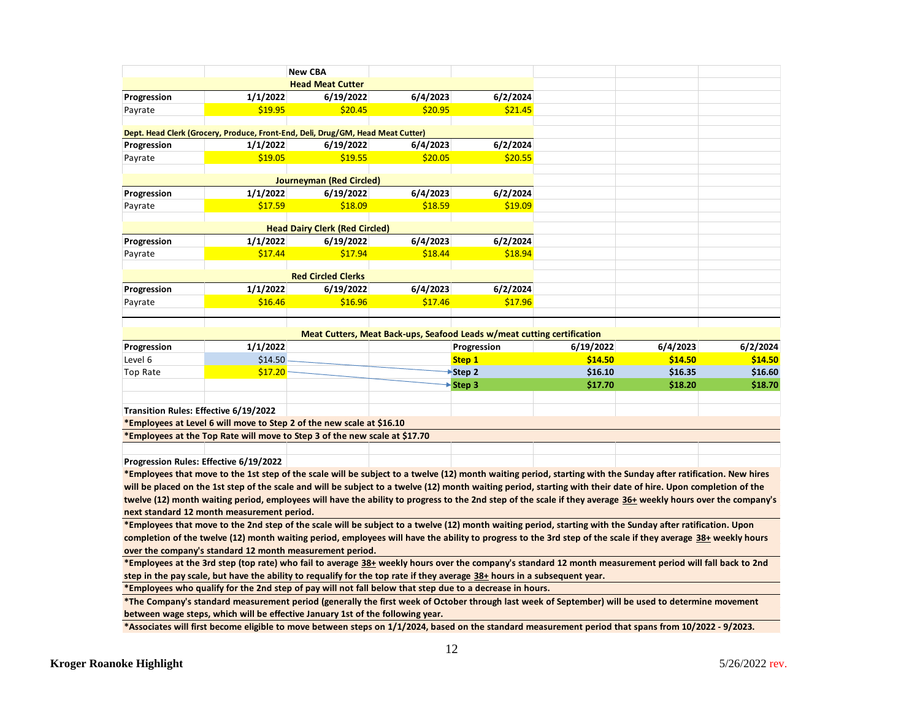**New CBA**

**Head Meat Cutter**

| Progression | 1/1/2022 | 6/19/2022 | 6/4/2023 | 6/2/2024 |
|---|---|---|---|---|
| Payrate | $19.95 | $20.45 | $20.95 | $21.45 |

**Dept. Head Clerk (Grocery, Produce, Front-End, Deli, Drug/GM, Head Meat Cutter)**

| Progression | 1/1/2022 | 6/19/2022 | 6/4/2023 | 6/2/2024 |
|---|---|---|---|---|
| Payrate | $19.05 | $19.55 | $20.05 | $20.55 |

**Journeyman (Red Circled)**

| Progression | 1/1/2022 | 6/19/2022 | 6/4/2023 | 6/2/2024 |
|---|---|---|---|---|
| Payrate | $17.59 | $18.09 | $18.59 | $19.09 |

**Head Dairy Clerk (Red Circled)**

| Progression | 1/1/2022 | 6/19/2022 | 6/4/2023 | 6/2/2024 |
|---|---|---|---|---|
| Payrate | $17.44 | $17.94 | $18.44 | $18.94 |

**Red Circled Clerks**

| Progression | 1/1/2022 | 6/19/2022 | 6/4/2023 | 6/2/2024 |
|---|---|---|---|---|
| Payrate | $16.46 | $16.96 | $17.46 | $17.96 |

**Meat Cutters, Meat Back-ups, Seafood Leads w/meat cutting certification**

| Progression | 1/1/2022 | Progression | 6/19/2022 | 6/4/2023 | 6/2/2024 |
|---|---|---|---|---|---|
| | | Step 1 | $14.50 | $14.50 | $14.50 |
| Level 6 | $14.50 | → Step 2 | $16.10 | $16.35 | $16.60 |
| Top Rate | $17.20 | → Step 3 | $17.70 | $18.20 | $18.70 |

**Transition Rules: Effective 6/19/2022**

**\*Employees at Level 6 will move to Step 2 of the new scale at $16.10**

**\*Employees at the Top Rate will move to Step 3 of the new scale at $17.70**

**Progression Rules: Effective 6/19/2022**

**\*Employees that move to the 1st step of the scale will be subject to a twelve (12) month waiting period, starting with the Sunday after ratification. New hires will be placed on the 1st step of the scale and will be subject to a twelve (12) month waiting period, starting with their date of hire. Upon completion of the twelve (12) month waiting period, employees will have the ability to progress to the 2nd step of the scale if they average <u>36+</u> weekly hours over the company's next standard 12 month measurement period.**

**\*Employees that move to the 2nd step of the scale will be subject to a twelve (12) month waiting period, starting with the Sunday after ratification. Upon completion of the twelve (12) month waiting period, employees will have the ability to progress to the 3rd step of the scale if they average <u>38+</u> weekly hours over the company's standard 12 month measurement period.**

**\*Employees at the 3rd step (top rate) who fail to average <u>38+</u> weekly hours over the company's standard 12 month measurement period will fall back to 2nd step in the pay scale, but have the ability to requalify for the top rate if they average <u>38+</u> hours in a subsequent year.**

**\*Employees who qualify for the 2nd step of pay will not fall below that step due to a decrease in hours.**

**\*The Company's standard measurement period (generally the first week of October through last week of September) will be used to determine movement between wage steps, which will be effective January 1st of the following year.**

**\*Associates will first become eligible to move between steps on 1/1/2024, based on the standard measurement period that spans from 10/2022 - 9/2023.**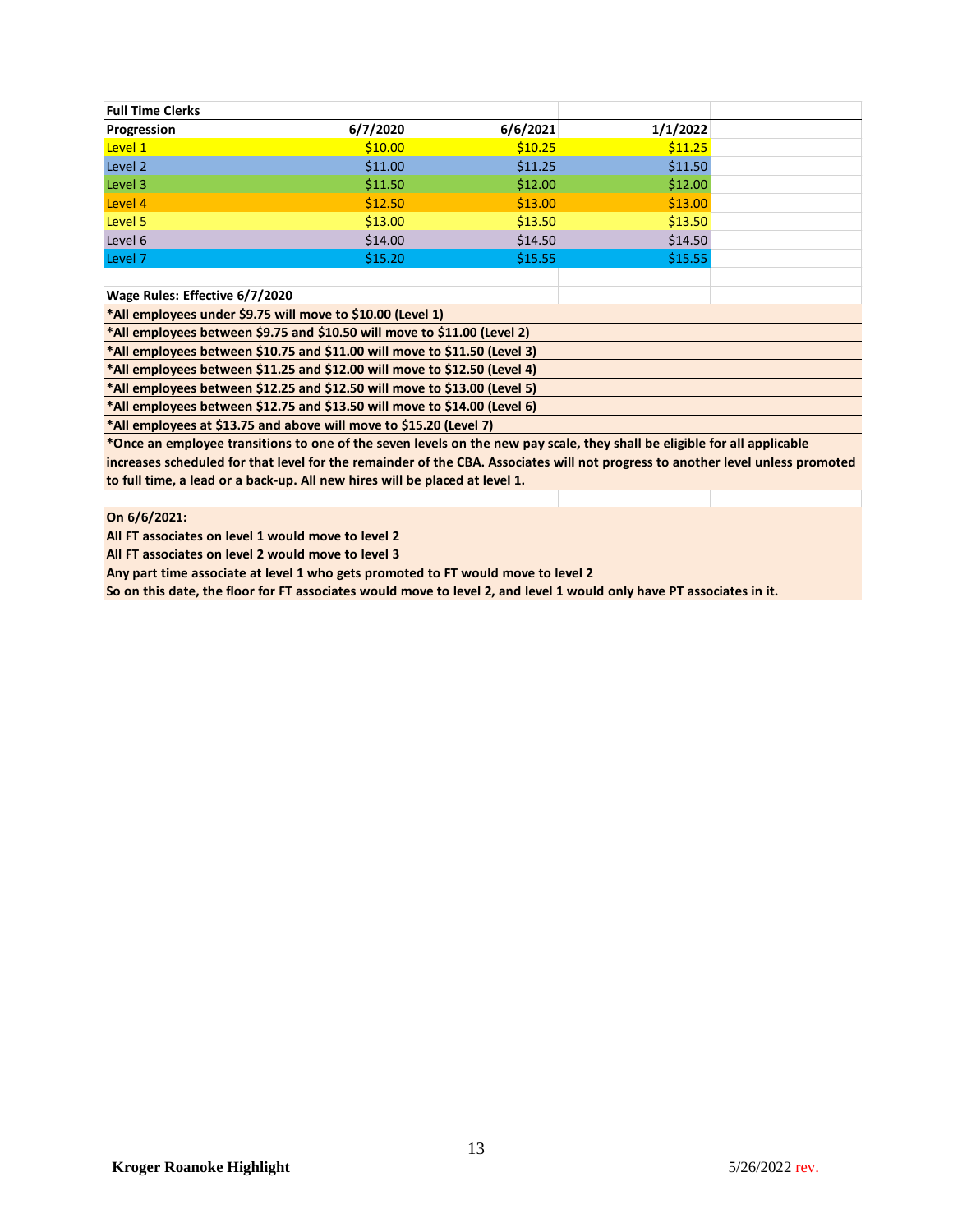**Full Time Clerks**

| Progression | 6/7/2020 | 6/6/2021 | 1/1/2022 |
|---|---|---|---|
| Level 1 | $10.00 | $10.25 | $11.25 |
| Level 2 | $11.00 | $11.25 | $11.50 |
| Level 3 | $11.50 | $12.00 | $12.00 |
| Level 4 | $12.50 | $13.00 | $13.00 |
| Level 5 | $13.00 | $13.50 | $13.50 |
| Level 6 | $14.00 | $14.50 | $14.50 |
| Level 7 | $15.20 | $15.55 | $15.55 |

**Wage Rules: Effective 6/7/2020**

**\*All employees under $9.75 will move to $10.00 (Level 1)**

**\*All employees between $9.75 and $10.50 will move to $11.00 (Level 2)**

**\*All employees between $10.75 and $11.00 will move to $11.50 (Level 3)**

**\*All employees between $11.25 and $12.00 will move to $12.50 (Level 4)**

**\*All employees between $12.25 and $12.50 will move to $13.00 (Level 5)**

**\*All employees between $12.75 and $13.50 will move to $14.00 (Level 6)**

**\*All employees at $13.75 and above will move to $15.20 (Level 7)**

**\*Once an employee transitions to one of the seven levels on the new pay scale, they shall be eligible for all applicable increases scheduled for that level for the remainder of the CBA. Associates will not progress to another level unless promoted to full time, a lead or a back-up. All new hires will be placed at level 1.**

**On 6/6/2021:**

**All FT associates on level 1 would move to level 2**

**All FT associates on level 2 would move to level 3**

**Any part time associate at level 1 who gets promoted to FT would move to level 2**

**So on this date, the floor for FT associates would move to level 2, and level 1 would only have PT associates in it.**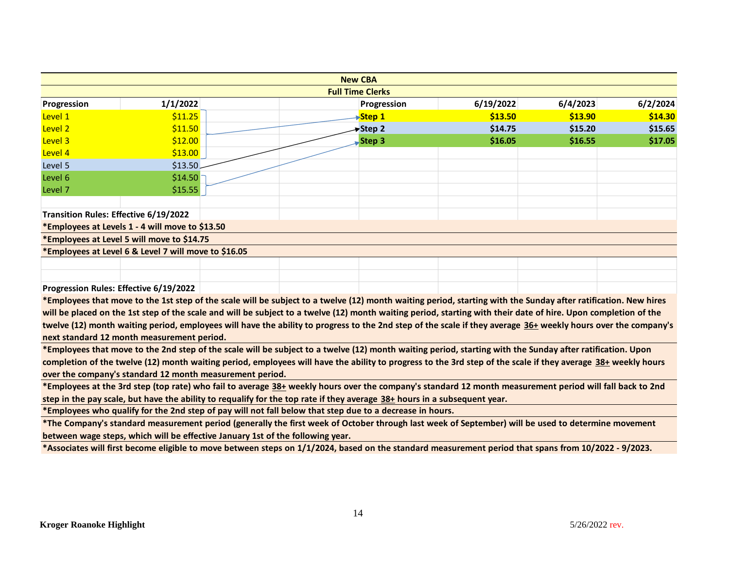## New CBA

### Full Time Clerks

| Progression | 1/1/2022 |
|---|---|
| Level 1 | $11.25 |
| Level 2 | $11.50 |
| Level 3 | $12.00 |
| Level 4 | $13.00 |
| Level 5 | $13.50 |
| Level 6 | $14.50 |
| Level 7 | $15.55 |

| Progression | 6/19/2022 | 6/4/2023 | 6/2/2024 |
|---|---|---|---|
| **Step 1** | **$13.50** | **$13.90** | **$14.30** |
| **Step 2** | **$14.75** | **$15.20** | **$15.65** |
| **Step 3** | **$16.05** | **$16.55** | **$17.05** |

**Transition Rules: Effective 6/19/2022**

**\*Employees at Levels 1 - 4 will move to $13.50**

**\*Employees at Level 5 will move to $14.75**

**\*Employees at Level 6 & Level 7 will move to $16.05**

**Progression Rules: Effective 6/19/2022**

**\*Employees that move to the 1st step of the scale will be subject to a twelve (12) month waiting period, starting with the Sunday after ratification. New hires will be placed on the 1st step of the scale and will be subject to a twelve (12) month waiting period, starting with their date of hire. Upon completion of the twelve (12) month waiting period, employees will have the ability to progress to the 2nd step of the scale if they average <u>36+</u> weekly hours over the company's next standard 12 month measurement period.**

**\*Employees that move to the 2nd step of the scale will be subject to a twelve (12) month waiting period, starting with the Sunday after ratification. Upon completion of the twelve (12) month waiting period, employees will have the ability to progress to the 3rd step of the scale if they average <u>38+</u> weekly hours over the company's standard 12 month measurement period.**

**\*Employees at the 3rd step (top rate) who fail to average <u>38+</u> weekly hours over the company's standard 12 month measurement period will fall back to 2nd step in the pay scale, but have the ability to requalify for the top rate if they average <u>38+</u> hours in a subsequent year.**

**\*Employees who qualify for the 2nd step of pay will not fall below that step due to a decrease in hours.**

**\*The Company's standard measurement period (generally the first week of October through last week of September) will be used to determine movement between wage steps, which will be effective January 1st of the following year.**

**\*Associates will first become eligible to move between steps on 1/1/2024, based on the standard measurement period that spans from 10/2022 - 9/2023.**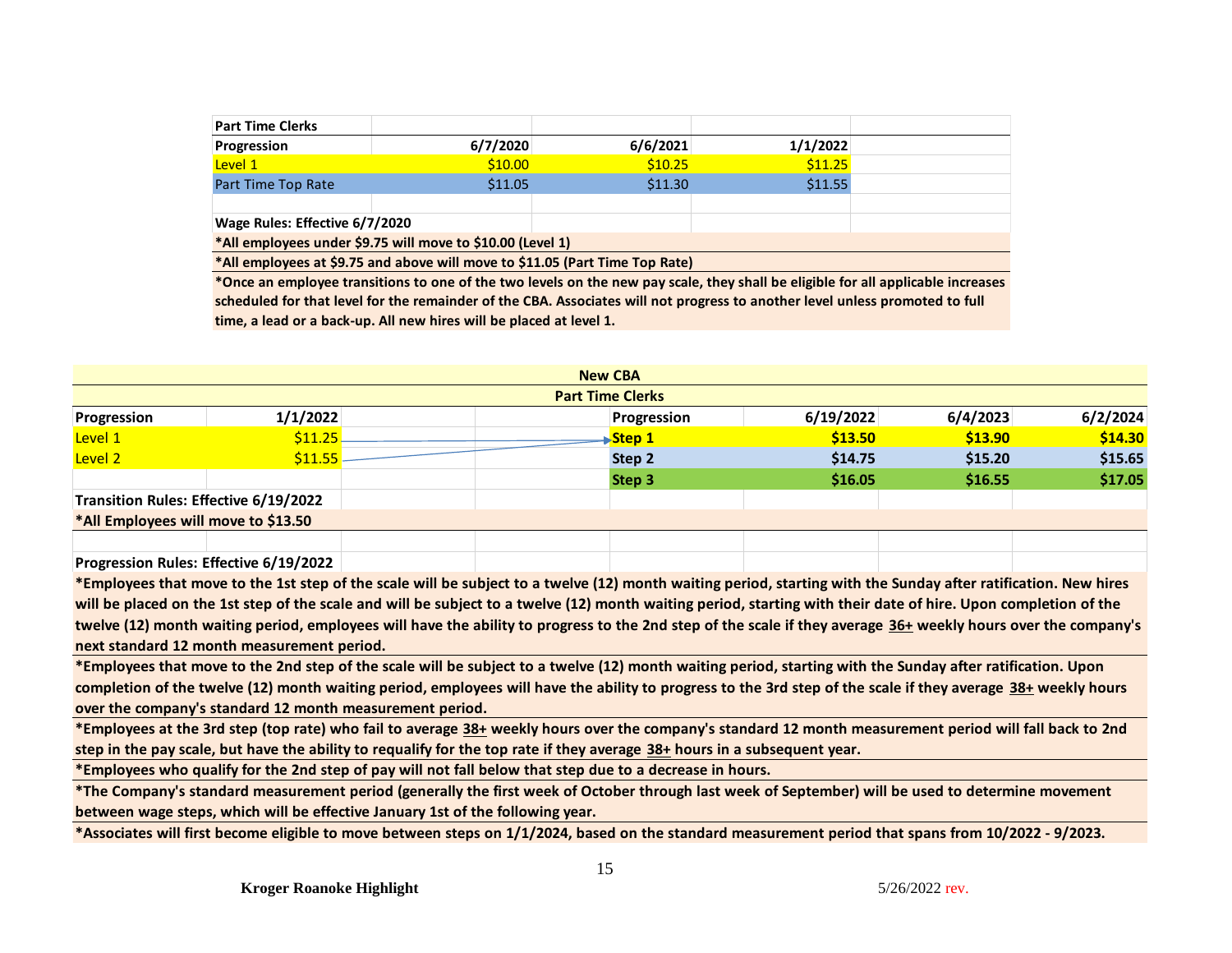| Part Time Clerks | | | |
|---|---|---|---|
| **Progression** | **6/7/2020** | **6/6/2021** | **1/1/2022** |
| Level 1 | $10.00 | $10.25 | $11.25 |
| Part Time Top Rate | $11.05 | $11.30 | $11.55 |

**Wage Rules: Effective 6/7/2020**

**\*All employees under $9.75 will move to $10.00 (Level 1)**

**\*All employees at $9.75 and above will move to $11.05 (Part Time Top Rate)**

**\*Once an employee transitions to one of the two levels on the new pay scale, they shall be eligible for all applicable increases scheduled for that level for the remainder of the CBA. Associates will not progress to another level unless promoted to full time, a lead or a back-up. All new hires will be placed at level 1.**

**New CBA**

**Part Time Clerks**

| Progression | 1/1/2022 | | Progression | 6/19/2022 | 6/4/2023 | 6/2/2024 |
|---|---|---|---|---|---|---|
| Level 1 | $11.25 | → | Step 1 | $13.50 | $13.90 | $14.30 |
| Level 2 | $11.55 | → | Step 2 | $14.75 | $15.20 | $15.65 |
| | | | Step 3 | $16.05 | $16.55 | $17.05 |

**Transition Rules: Effective 6/19/2022**

**\*All Employees will move to $13.50**

**Progression Rules: Effective 6/19/2022**

**\*Employees that move to the 1st step of the scale will be subject to a twelve (12) month waiting period, starting with the Sunday after ratification. New hires will be placed on the 1st step of the scale and will be subject to a twelve (12) month waiting period, starting with their date of hire. Upon completion of the twelve (12) month waiting period, employees will have the ability to progress to the 2nd step of the scale if they average <u>36+</u> weekly hours over the company's next standard 12 month measurement period.**

**\*Employees that move to the 2nd step of the scale will be subject to a twelve (12) month waiting period, starting with the Sunday after ratification. Upon completion of the twelve (12) month waiting period, employees will have the ability to progress to the 3rd step of the scale if they average <u>38+</u> weekly hours over the company's standard 12 month measurement period.**

**\*Employees at the 3rd step (top rate) who fail to average <u>38+</u> weekly hours over the company's standard 12 month measurement period will fall back to 2nd step in the pay scale, but have the ability to requalify for the top rate if they average <u>38+</u> hours in a subsequent year.**

**\*Employees who qualify for the 2nd step of pay will not fall below that step due to a decrease in hours.**

**\*The Company's standard measurement period (generally the first week of October through last week of September) will be used to determine movement between wage steps, which will be effective January 1st of the following year.**

**\*Associates will first become eligible to move between steps on 1/1/2024, based on the standard measurement period that spans from 10/2022 - 9/2023.**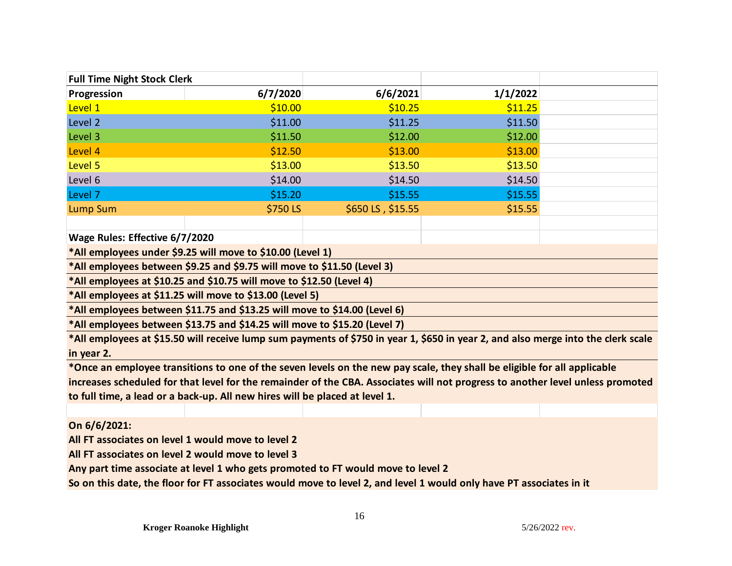| Full Time Night Stock Clerk | | | |
|---|---|---|---|
| **Progression** | **6/7/2020** | **6/6/2021** | **1/1/2022** |
| Level 1 | $10.00 | $10.25 | $11.25 |
| Level 2 | $11.00 | $11.25 | $11.50 |
| Level 3 | $11.50 | $12.00 | $12.00 |
| Level 4 | $12.50 | $13.00 | $13.00 |
| Level 5 | $13.00 | $13.50 | $13.50 |
| Level 6 | $14.00 | $14.50 | $14.50 |
| Level 7 | $15.20 | $15.55 | $15.55 |
| Lump Sum | $750 LS | $650 LS , $15.55 | $15.55 |

**Wage Rules: Effective 6/7/2020**

**\*All employees under $9.25 will move to $10.00 (Level 1)**

**\*All employees between $9.25 and $9.75 will move to $11.50 (Level 3)**

**\*All employees at $10.25 and $10.75 will move to $12.50 (Level 4)**

**\*All employees at $11.25 will move to $13.00 (Level 5)**

**\*All employees between $11.75 and $13.25 will move to $14.00 (Level 6)**

**\*All employees between $13.75 and $14.25 will move to $15.20 (Level 7)**

**\*All employees at $15.50 will receive lump sum payments of $750 in year 1, $650 in year 2, and also merge into the clerk scale in year 2.**

**\*Once an employee transitions to one of the seven levels on the new pay scale, they shall be eligible for all applicable increases scheduled for that level for the remainder of the CBA. Associates will not progress to another level unless promoted to full time, a lead or a back-up. All new hires will be placed at level 1.**

**On 6/6/2021:**

**All FT associates on level 1 would move to level 2**

**All FT associates on level 2 would move to level 3**

**Any part time associate at level 1 who gets promoted to FT would move to level 2**

**So on this date, the floor for FT associates would move to level 2, and level 1 would only have PT associates in it**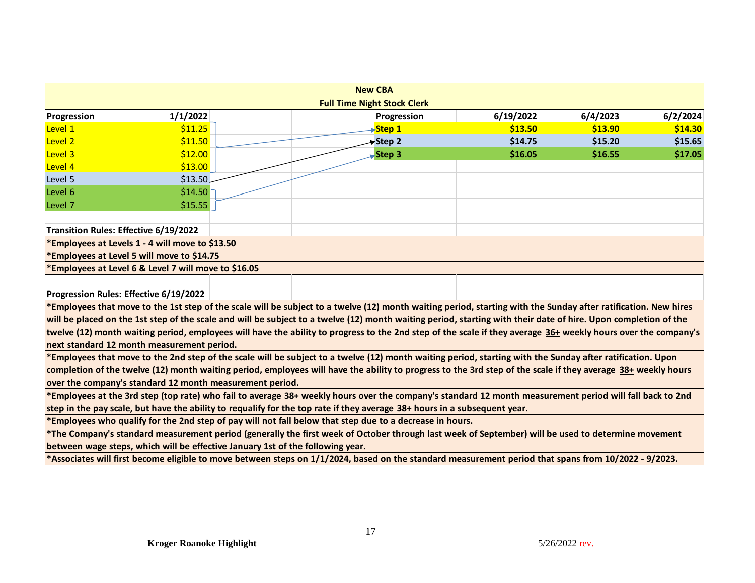## New CBA

### Full Time Night Stock Clerk

| Progression | 1/1/2022 |
|---|---|
| Level 1 | $11.25 |
| Level 2 | $11.50 |
| Level 3 | $12.00 |
| Level 4 | $13.00 |
| Level 5 | $13.50 |
| Level 6 | $14.50 |
| Level 7 | $15.55 |

| Progression | 6/19/2022 | 6/4/2023 | 6/2/2024 |
|---|---|---|---|
| **Step 1** | **$13.50** | **$13.90** | **$14.30** |
| **Step 2** | **$14.75** | **$15.20** | **$15.65** |
| **Step 3** | **$16.05** | **$16.55** | **$17.05** |

**Transition Rules: Effective 6/19/2022**

**\*Employees at Levels 1 - 4 will move to $13.50**

**\*Employees at Level 5 will move to $14.75**

**\*Employees at Level 6 & Level 7 will move to $16.05**

**Progression Rules: Effective 6/19/2022**

**\*Employees that move to the 1st step of the scale will be subject to a twelve (12) month waiting period, starting with the Sunday after ratification. New hires will be placed on the 1st step of the scale and will be subject to a twelve (12) month waiting period, starting with their date of hire. Upon completion of the twelve (12) month waiting period, employees will have the ability to progress to the 2nd step of the scale if they average 36+ weekly hours over the company's next standard 12 month measurement period.**

**\*Employees that move to the 2nd step of the scale will be subject to a twelve (12) month waiting period, starting with the Sunday after ratification. Upon completion of the twelve (12) month waiting period, employees will have the ability to progress to the 3rd step of the scale if they average 38+ weekly hours over the company's standard 12 month measurement period.**

**\*Employees at the 3rd step (top rate) who fail to average 38+ weekly hours over the company's standard 12 month measurement period will fall back to 2nd step in the pay scale, but have the ability to requalify for the top rate if they average 38+ hours in a subsequent year.**

**\*Employees who qualify for the 2nd step of pay will not fall below that step due to a decrease in hours.**

**\*The Company's standard measurement period (generally the first week of October through last week of September) will be used to determine movement between wage steps, which will be effective January 1st of the following year.**

**\*Associates will first become eligible to move between steps on 1/1/2024, based on the standard measurement period that spans from 10/2022 - 9/2023.**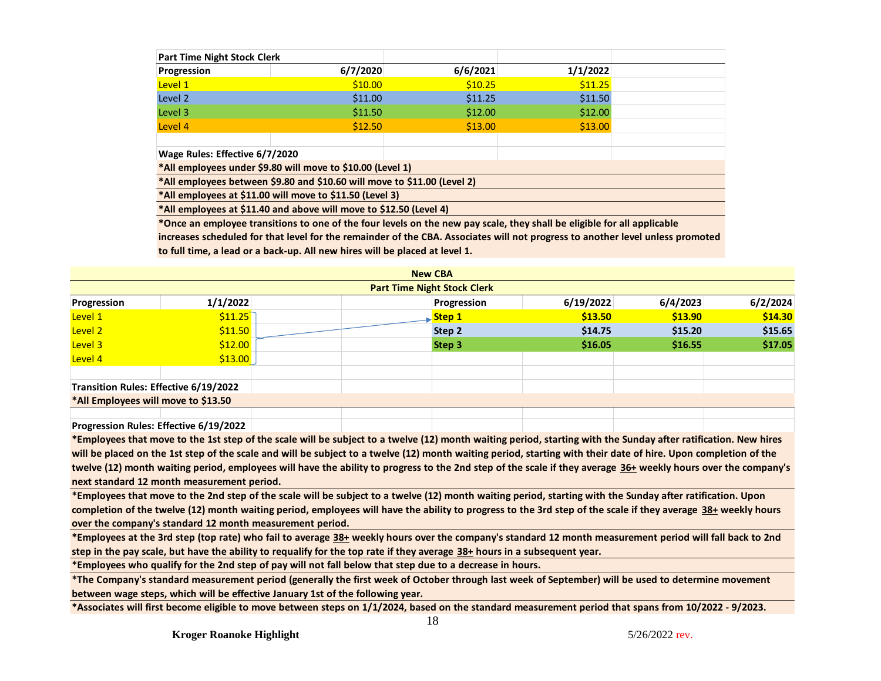**Part Time Night Stock Clerk**

| Progression | 6/7/2020 | 6/6/2021 | 1/1/2022 |
|---|---|---|---|
| Level 1 | $10.00 | $10.25 | $11.25 |
| Level 2 | $11.00 | $11.25 | $11.50 |
| Level 3 | $11.50 | $12.00 | $12.00 |
| Level 4 | $12.50 | $13.00 | $13.00 |

**Wage Rules: Effective 6/7/2020**

**\*All employees under $9.80 will move to $10.00 (Level 1)**

**\*All employees between $9.80 and $10.60 will move to $11.00 (Level 2)**

**\*All employees at $11.00 will move to $11.50 (Level 3)**

**\*All employees at $11.40 and above will move to $12.50 (Level 4)**

**\*Once an employee transitions to one of the four levels on the new pay scale, they shall be eligible for all applicable increases scheduled for that level for the remainder of the CBA. Associates will not progress to another level unless promoted to full time, a lead or a back-up. All new hires will be placed at level 1.**

**New CBA**

**Part Time Night Stock Clerk**

| Progression | 1/1/2022 |
|---|---|
| Level 1 | $11.25 |
| Level 2 | $11.50 |
| Level 3 | $12.00 |
| Level 4 | $13.00 |

| Progression | 6/19/2022 | 6/4/2023 | 6/2/2024 |
|---|---|---|---|
| Step 1 | $13.50 | $13.90 | $14.30 |
| Step 2 | $14.75 | $15.20 | $15.65 |
| Step 3 | $16.05 | $16.55 | $17.05 |

**Transition Rules: Effective 6/19/2022**

**\*All Employees will move to $13.50**

**Progression Rules: Effective 6/19/2022**

**\*Employees that move to the 1st step of the scale will be subject to a twelve (12) month waiting period, starting with the Sunday after ratification. New hires will be placed on the 1st step of the scale and will be subject to a twelve (12) month waiting period, starting with their date of hire. Upon completion of the twelve (12) month waiting period, employees will have the ability to progress to the 2nd step of the scale if they average <u>36+</u> weekly hours over the company's next standard 12 month measurement period.**

**\*Employees that move to the 2nd step of the scale will be subject to a twelve (12) month waiting period, starting with the Sunday after ratification. Upon completion of the twelve (12) month waiting period, employees will have the ability to progress to the 3rd step of the scale if they average <u>38+</u> weekly hours over the company's standard 12 month measurement period.**

**\*Employees at the 3rd step (top rate) who fail to average <u>38+</u> weekly hours over the company's standard 12 month measurement period will fall back to 2nd step in the pay scale, but have the ability to requalify for the top rate if they average <u>38+</u> hours in a subsequent year.**

**\*Employees who qualify for the 2nd step of pay will not fall below that step due to a decrease in hours.**

**\*The Company's standard measurement period (generally the first week of October through last week of September) will be used to determine movement between wage steps, which will be effective January 1st of the following year.**

**\*Associates will first become eligible to move between steps on 1/1/2024, based on the standard measurement period that spans from 10/2022 - 9/2023.**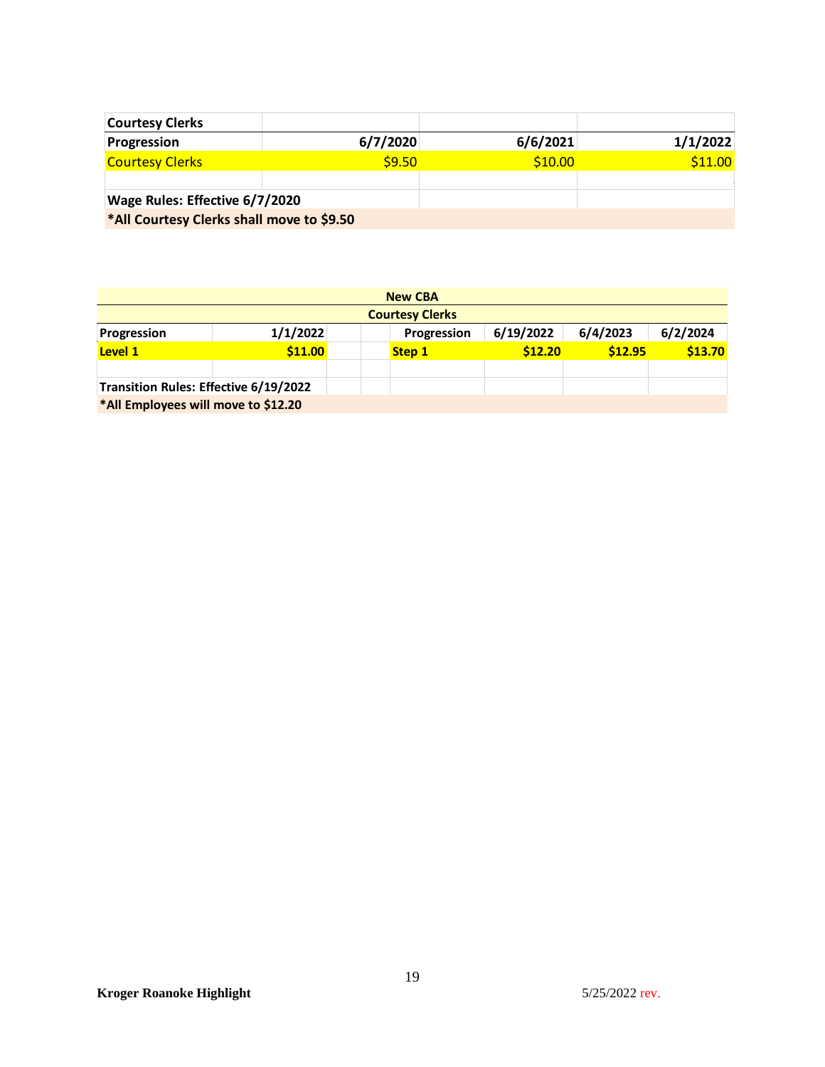| Courtesy Clerks | | | |
|---|---|---|---|
| **Progression** | **6/7/2020** | **6/6/2021** | **1/1/2022** |
| Courtesy Clerks | $9.50 | $10.00 | $11.00 |
| | | | |
| **Wage Rules: Effective 6/7/2020** | | | |
| ***All Courtesy Clerks shall move to $9.50** | | | |

| **New CBA** | | | | | | | |
|---|---|---|---|---|---|---|---|
| **Courtesy Clerks** | | | | | | | |
| **Progression** | **1/1/2022** | | | **Progression** | **6/19/2022** | **6/4/2023** | **6/2/2024** |
| **Level 1** | **$11.00** | | | **Step 1** | **$12.20** | **$12.95** | **$13.70** |
| | | | | | | | |
| **Transition Rules: Effective 6/19/2022** | | | | | | | |
| ***All Employees will move to $12.20** | | | | | | | |